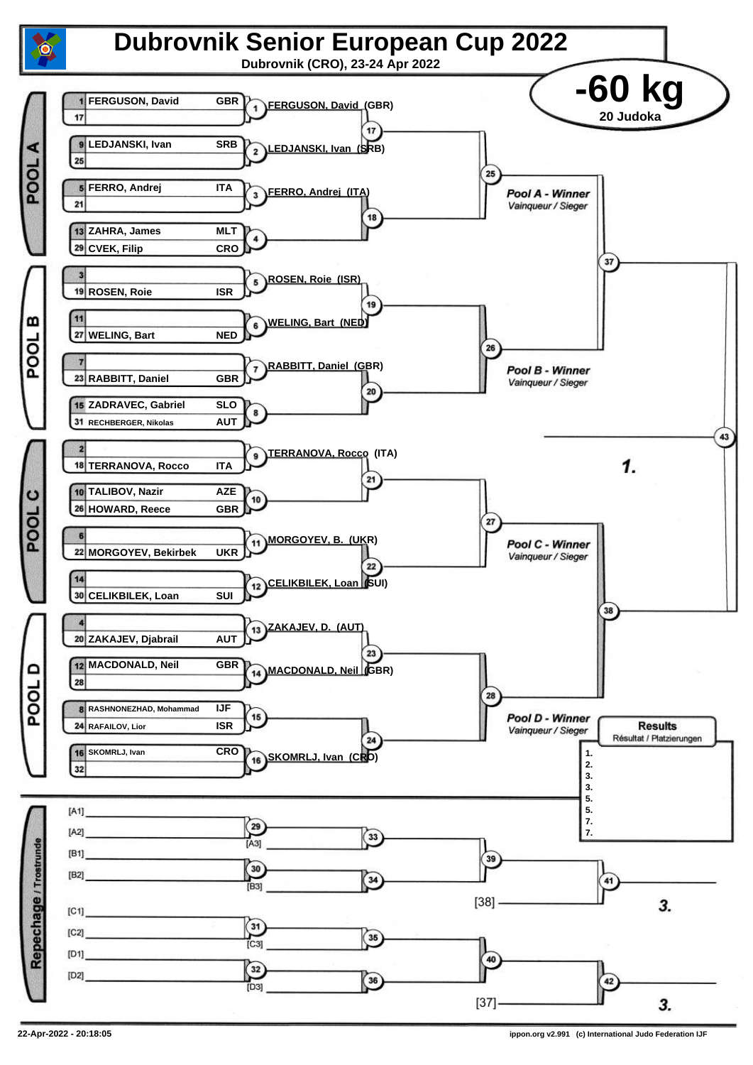# Dubrovnik Senior European Cup 2022

**Dubrovnik (CRO), 23-24 Apr 2022**

## -60 kg

**20 Judoka**

### POOL A

| Seed | Name | Country |
|---|---|---|
| 1 | FERGUSON, David | GBR |
| 17 | | |
| 9 | LEDJANSKI, Ivan | SRB |
| 25 | | |
| 5 | FERRO, Andrej | ITA |
| 21 | | |
| 13 | ZAHRA, James | MLT |
| 29 | CVEK, Filip | CRO |

- 1: FERGUSON, David (GBR)
- 2: LEDJANSKI, Ivan (SRB)
- 3: FERRO, Andrej (ITA)
- 4:
- 17:
- 18:
- 25: Pool A - Winner / Vainqueur / Sieger

### POOL B

| Seed | Name | Country |
|---|---|---|
| 3 | | |
| 19 | ROSEN, Roie | ISR |
| 11 | | |
| 27 | WELING, Bart | NED |
| 7 | | |
| 23 | RABBITT, Daniel | GBR |
| 15 | ZADRAVEC, Gabriel | SLO |
| 31 | RECHBERGER, Nikolas | AUT |

- 5: ROSEN, Roie (ISR)
- 6: WELING, Bart (NED)
- 7: RABBITT, Daniel (GBR)
- 8:
- 19:
- 20:
- 26: Pool B - Winner / Vainqueur / Sieger

### POOL C

| Seed | Name | Country |
|---|---|---|
| 2 | | |
| 18 | TERRANOVA, Rocco | ITA |
| 10 | TALIBOV, Nazir | AZE |
| 26 | HOWARD, Reece | GBR |
| 6 | | |
| 22 | MORGOYEV, Bekirbek | UKR |
| 14 | | |
| 30 | CELIKBILEK, Loan | SUI |

- 9: TERRANOVA, Rocco (ITA)
- 10:
- 11: MORGOYEV, B. (UKR)
- 12: CELIKBILEK, Loan (SUI)
- 21:
- 22:
- 27: Pool C - Winner / Vainqueur / Sieger

### POOL D

| Seed | Name | Country |
|---|---|---|
| 4 | | |
| 20 | ZAKAJEV, Djabrail | AUT |
| 12 | MACDONALD, Neil | GBR |
| 28 | | |
| 8 | RASHNONEZHAD, Mohammad | IJF |
| 24 | RAFAILOV, Lior | ISR |
| 16 | SKOMRLJ, Ivan | CRO |
| 32 | | |

- 13: ZAKAJEV, D. (AUT)
- 14: MACDONALD, Neil (GBR)
- 15:
- 16: SKOMRLJ, Ivan (CRO)
- 23:
- 24:
- 28: Pool D - Winner / Vainqueur / Sieger

### Semi-finals and Final

- 37:
- 38:
- 43: 1.

### Repechage / Trostrunde

- [A1] / [A2] – 29 – [A3] – 33
- [B1] / [B2] – 30 – [B3] – 34
- 39 – [38] – 41: 3.
- [C1] / [C2] – 31 – [C3] – 35
- [D1] / [D2] – 32 – [D3] – 36
- 40 – [37] – 42: 3.

### Results / Résultat / Platzierungen

1.
2.
3.
3.
5.
5.
7.
7.

22-Apr-2022 - 20:18:05

ippon.org v2.991 (c) International Judo Federation IJF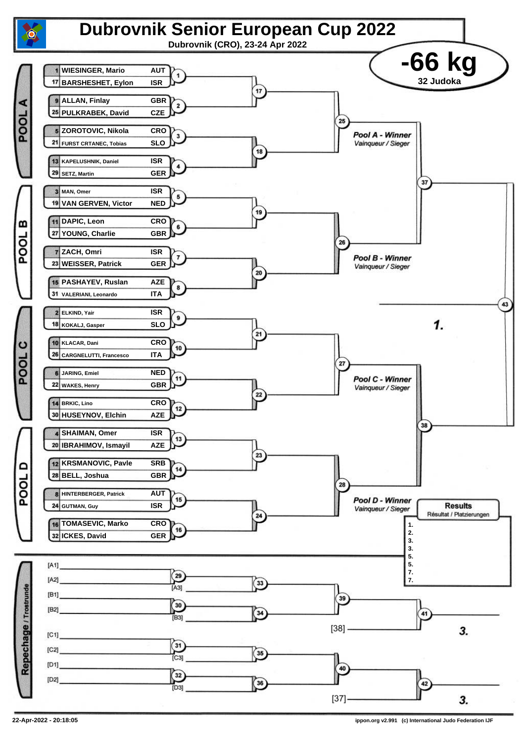# Dubrovnik Senior European Cup 2022

**Dubrovnik (CRO), 23-24 Apr 2022**

## -66 kg

**32 Judoka**

### POOL A

| Seed | Name | Country | Contest |
|---|---|---|---|
| 1 | WIESINGER, Mario | AUT | 1 |
| 17 | BARSHESHET, Eylon | ISR | 1 |
| 9 | ALLAN, Finlay | GBR | 2 |
| 25 | PULKRABEK, David | CZE | 2 |
| 5 | ZOROTOVIC, Nikola | CRO | 3 |
| 21 | FURST CRTANEC, Tobias | SLO | 3 |
| 13 | KAPELUSHNIK, Daniel | ISR | 4 |
| 29 | SETZ, Martin | GER | 4 |

Contests 17, 18 → 25 → *Pool A - Winner* / *Vainqueur / Sieger*

### POOL B

| Seed | Name | Country | Contest |
|---|---|---|---|
| 3 | MAN, Omer | ISR | 5 |
| 19 | VAN GERVEN, Victor | NED | 5 |
| 11 | DAPIC, Leon | CRO | 6 |
| 27 | YOUNG, Charlie | GBR | 6 |
| 7 | ZACH, Omri | ISR | 7 |
| 23 | WEISSER, Patrick | GER | 7 |
| 15 | PASHAYEV, Ruslan | AZE | 8 |
| 31 | VALERIANI, Leonardo | ITA | 8 |

Contests 19, 20 → 26 → *Pool B - Winner* / *Vainqueur / Sieger*

Contest 37: Pool A Winner vs Pool B Winner

### POOL C

| Seed | Name | Country | Contest |
|---|---|---|---|
| 2 | ELKIND, Yair | ISR | 9 |
| 18 | KOKALJ, Gasper | SLO | 9 |
| 10 | KLACAR, Dani | CRO | 10 |
| 26 | CARGNELUTTI, Francesco | ITA | 10 |
| 6 | JARING, Emiel | NED | 11 |
| 22 | WAKES, Henry | GBR | 11 |
| 14 | BRKIC, Lino | CRO | 12 |
| 30 | HUSEYNOV, Elchin | AZE | 12 |

Contests 21, 22 → 27 → *Pool C - Winner* / *Vainqueur / Sieger*

### POOL D

| Seed | Name | Country | Contest |
|---|---|---|---|
| 4 | SHAIMAN, Omer | ISR | 13 |
| 20 | IBRAHIMOV, Ismayil | AZE | 13 |
| 12 | KRSMANOVIC, Pavle | SRB | 14 |
| 28 | BELL, Joshua | GBR | 14 |
| 8 | HINTERBERGER, Patrick | AUT | 15 |
| 24 | GUTMAN, Guy | ISR | 15 |
| 16 | TOMASEVIC, Marko | CRO | 16 |
| 32 | ICKES, David | GER | 16 |

Contests 23, 24 → 28 → *Pool D - Winner* / *Vainqueur / Sieger*

Contest 38: Pool C Winner vs Pool D Winner

Final (Contest 43): Winner 37 vs Winner 38 → ***1.***

### Results

Résultat / Platzierungen

1.
2.
3.
3.
5.
5.
7.
7.

### Repechage / Trostrunde

- [A1] vs [A2] → 29; winner vs [A3] → 33
- [B1] vs [B2] → 30; winner vs [B3] → 34
- 33 vs 34 → 39; winner vs [38] → 41 → ***3.***
- [C1] vs [C2] → 31; winner vs [C3] → 35
- [D1] vs [D2] → 32; winner vs [D3] → 36
- 35 vs 36 → 40; winner vs [37] → 42 → ***3.***

22-Apr-2022 - 20:18:05

ippon.org v2.991 (c) International Judo Federation IJF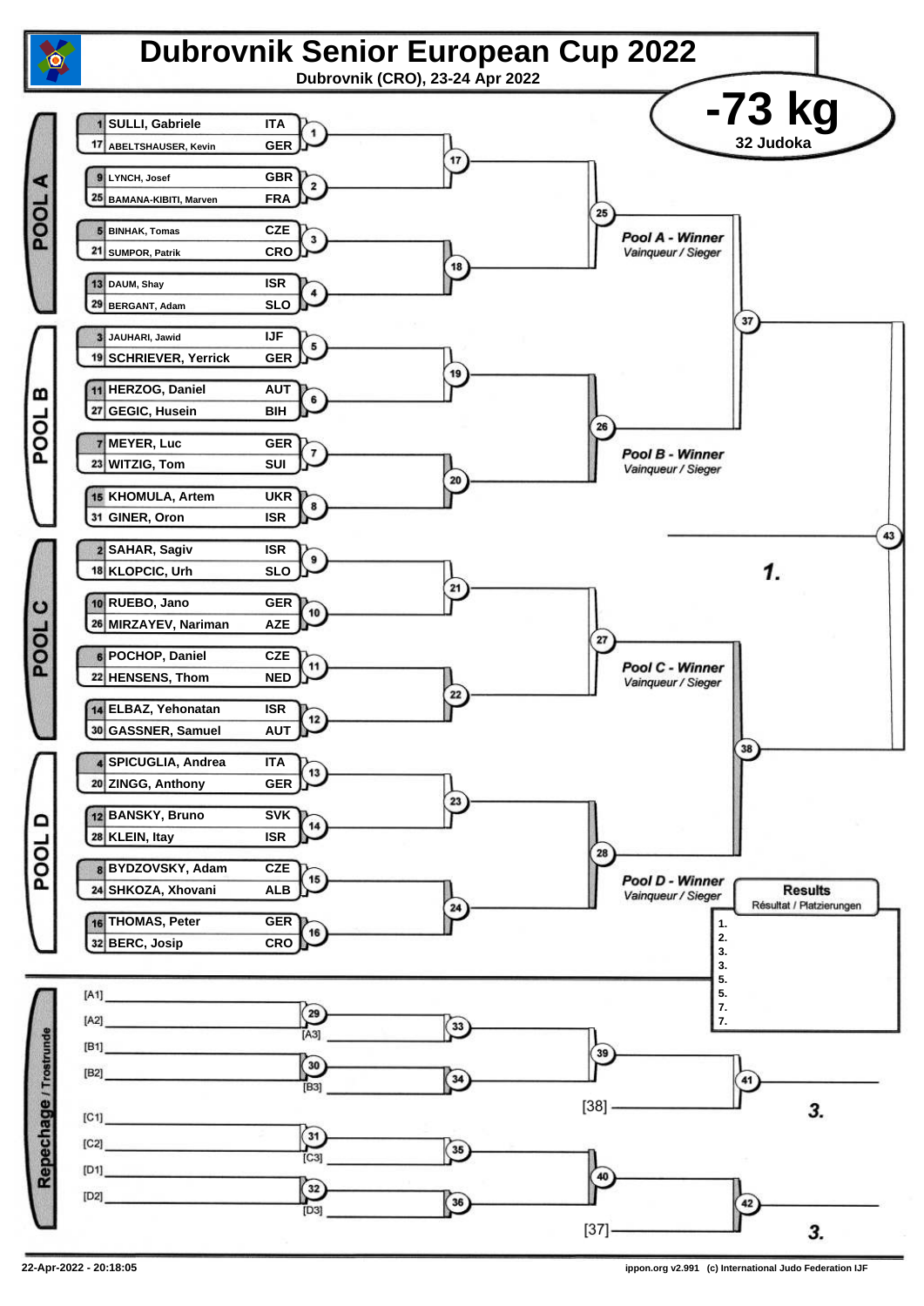# Dubrovnik Senior European Cup 2022

**Dubrovnik (CRO), 23-24 Apr 2022**

## -73 kg

**32 Judoka**

### POOL A

| Seed | Name | Country | Match |
|---|---|---|---|
| 1 | SULLI, Gabriele | ITA | 1 |
| 17 | ABELTSHAUSER, Kevin | GER | 1 |
| 9 | LYNCH, Josef | GBR | 2 |
| 25 | BAMANA-KIBITI, Marven | FRA | 2 |
| 5 | BINHAK, Tomas | CZE | 3 |
| 21 | SUMPOR, Patrik | CRO | 3 |
| 13 | DAUM, Shay | ISR | 4 |
| 29 | BERGANT, Adam | SLO | 4 |

Matches 17, 18, 25 — *Pool A - Winner* / *Vainqueur / Sieger*

### POOL B

| Seed | Name | Country | Match |
|---|---|---|---|
| 3 | JAUHARI, Jawid | IJF | 5 |
| 19 | SCHRIEVER, Yerrick | GER | 5 |
| 11 | HERZOG, Daniel | AUT | 6 |
| 27 | GEGIC, Husein | BIH | 6 |
| 7 | MEYER, Luc | GER | 7 |
| 23 | WITZIG, Tom | SUI | 7 |
| 15 | KHOMULA, Artem | UKR | 8 |
| 31 | GINER, Oron | ISR | 8 |

Matches 19, 20, 26 — *Pool B - Winner* / *Vainqueur / Sieger*

Match 37 (Pool A Winner vs Pool B Winner)

### POOL C

| Seed | Name | Country | Match |
|---|---|---|---|
| 2 | SAHAR, Sagiv | ISR | 9 |
| 18 | KLOPCIC, Urh | SLO | 9 |
| 10 | RUEBO, Jano | GER | 10 |
| 26 | MIRZAYEV, Nariman | AZE | 10 |
| 6 | POCHOP, Daniel | CZE | 11 |
| 22 | HENSENS, Thom | NED | 11 |
| 14 | ELBAZ, Yehonatan | ISR | 12 |
| 30 | GASSNER, Samuel | AUT | 12 |

Matches 21, 22, 27 — *Pool C - Winner* / *Vainqueur / Sieger*

### POOL D

| Seed | Name | Country | Match |
|---|---|---|---|
| 4 | SPICUGLIA, Andrea | ITA | 13 |
| 20 | ZINGG, Anthony | GER | 13 |
| 12 | BANSKY, Bruno | SVK | 14 |
| 28 | KLEIN, Itay | ISR | 14 |
| 8 | BYDZOVSKY, Adam | CZE | 15 |
| 24 | SHKOZA, Xhovani | ALB | 15 |
| 16 | THOMAS, Peter | GER | 16 |
| 32 | BERC, Josip | CRO | 16 |

Matches 23, 24, 28 — *Pool D - Winner* / *Vainqueur / Sieger*

Match 38 (Pool C Winner vs Pool D Winner)

Final: Match 43 — **1.**

### Repechage / Trostrunde

- [A1] / [A2] — 29 — vs [A3] — 33
- [B1] / [B2] — 30 — vs [B3] — 34
- 33 / 34 — 39
- 39 vs [38] — 41 — **3.**
- [C1] / [C2] — 31 — vs [C3] — 35
- [D1] / [D2] — 32 — vs [D3] — 36
- 35 / 36 — 40
- 40 vs [37] — 42 — **3.**

### Results
Résultat / Platzierungen

1.
2.
3.
3.
5.
5.
7.
7.

22-Apr-2022 - 20:18:05

ippon.org v2.991 (c) International Judo Federation IJF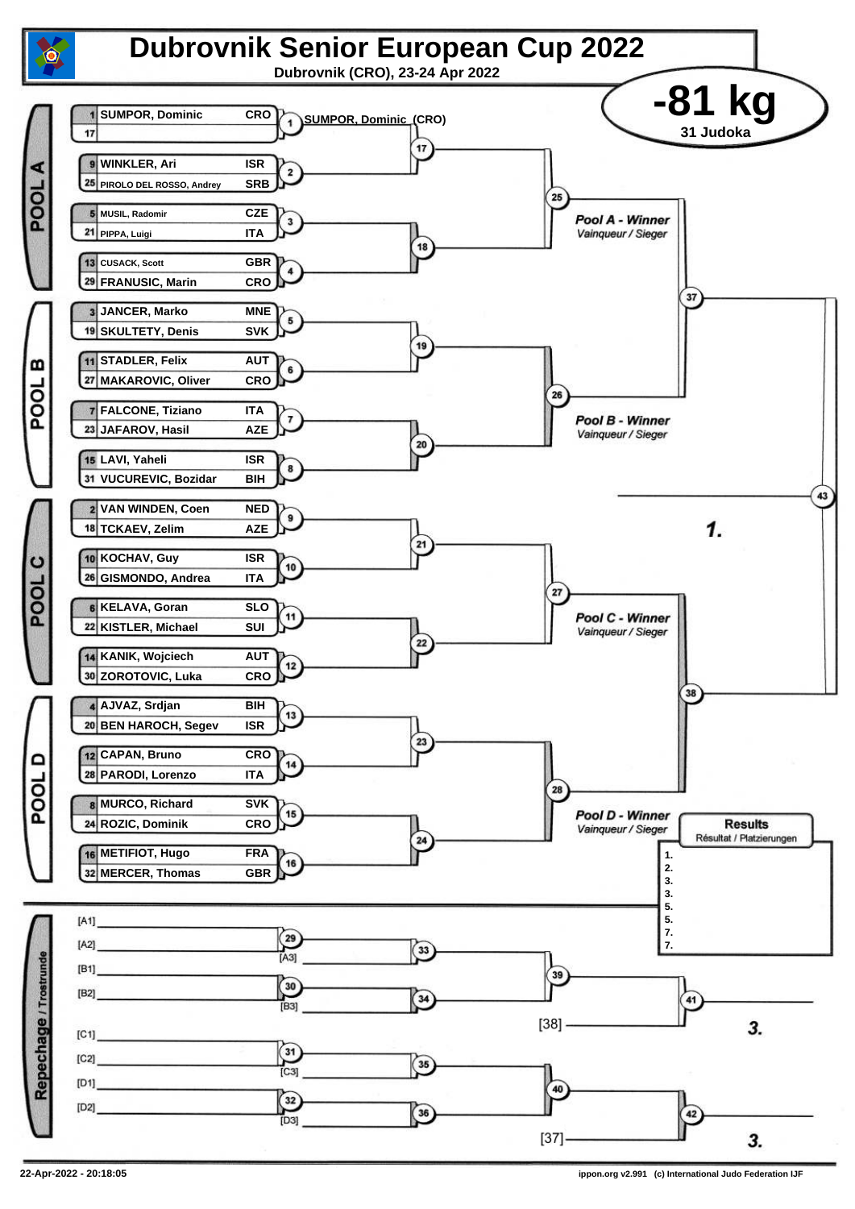# Dubrovnik Senior European Cup 2022

**Dubrovnik (CRO), 23-24 Apr 2022**

## -81 kg

**31 Judoka**

### POOL A

| Seed | Name | Country | Match |
|---|---|---|---|
| 1 | SUMPOR, Dominic | CRO | 1 |
| 17 | | | 1 |
| 9 | WINKLER, Ari | ISR | 2 |
| 25 | PIROLO DEL ROSSO, Andrey | SRB | 2 |
| 5 | MUSIL, Radomir | CZE | 3 |
| 21 | PIPPA, Luigi | ITA | 3 |
| 13 | CUSACK, Scott | GBR | 4 |
| 29 | FRANUSIC, Marin | CRO | 4 |

Match 1: SUMPOR, Dominic (CRO)

Matches 17, 18, 25

*Pool A - Winner*
*Vainqueur / Sieger*

### POOL B

| Seed | Name | Country | Match |
|---|---|---|---|
| 3 | JANCER, Marko | MNE | 5 |
| 19 | SKULTETY, Denis | SVK | 5 |
| 11 | STADLER, Felix | AUT | 6 |
| 27 | MAKAROVIC, Oliver | CRO | 6 |
| 7 | FALCONE, Tiziano | ITA | 7 |
| 23 | JAFAROV, Hasil | AZE | 7 |
| 15 | LAVI, Yaheli | ISR | 8 |
| 31 | VUCUREVIC, Bozidar | BIH | 8 |

Matches 19, 20, 26

*Pool B - Winner*
*Vainqueur / Sieger*

Match 37

### POOL C

| Seed | Name | Country | Match |
|---|---|---|---|
| 2 | VAN WINDEN, Coen | NED | 9 |
| 18 | TCKAEV, Zelim | AZE | 9 |
| 10 | KOCHAV, Guy | ISR | 10 |
| 26 | GISMONDO, Andrea | ITA | 10 |
| 6 | KELAVA, Goran | SLO | 11 |
| 22 | KISTLER, Michael | SUI | 11 |
| 14 | KANIK, Wojciech | AUT | 12 |
| 30 | ZOROTOVIC, Luka | CRO | 12 |

Matches 21, 22, 27

*Pool C - Winner*
*Vainqueur / Sieger*

### POOL D

| Seed | Name | Country | Match |
|---|---|---|---|
| 4 | AJVAZ, Srdjan | BIH | 13 |
| 20 | BEN HAROCH, Segev | ISR | 13 |
| 12 | CAPAN, Bruno | CRO | 14 |
| 28 | PARODI, Lorenzo | ITA | 14 |
| 8 | MURCO, Richard | SVK | 15 |
| 24 | ROZIC, Dominik | CRO | 15 |
| 16 | METIFIOT, Hugo | FRA | 16 |
| 32 | MERCER, Thomas | GBR | 16 |

Matches 23, 24, 28

*Pool D - Winner*
*Vainqueur / Sieger*

Match 38

Final: Match 43 — *1.*

### Results / Résultat / Platzierungen

1.
2.
3.
3.
5.
5.
7.
7.

### Repechage / Trostrunde

- [A1] / [A2] — Match 29 — [A3] — Match 33 — Match 39
- [B1] / [B2] — Match 30 — [B3] — Match 34 — Match 39
- Match 39 vs [38] — Match 41 — *3.*
- [C1] / [C2] — Match 31 — [C3] — Match 35 — Match 40
- [D1] / [D2] — Match 32 — [D3] — Match 36 — Match 40
- Match 40 vs [37] — Match 42 — *3.*

22-Apr-2022 - 20:18:05

ippon.org v2.991 (c) International Judo Federation IJF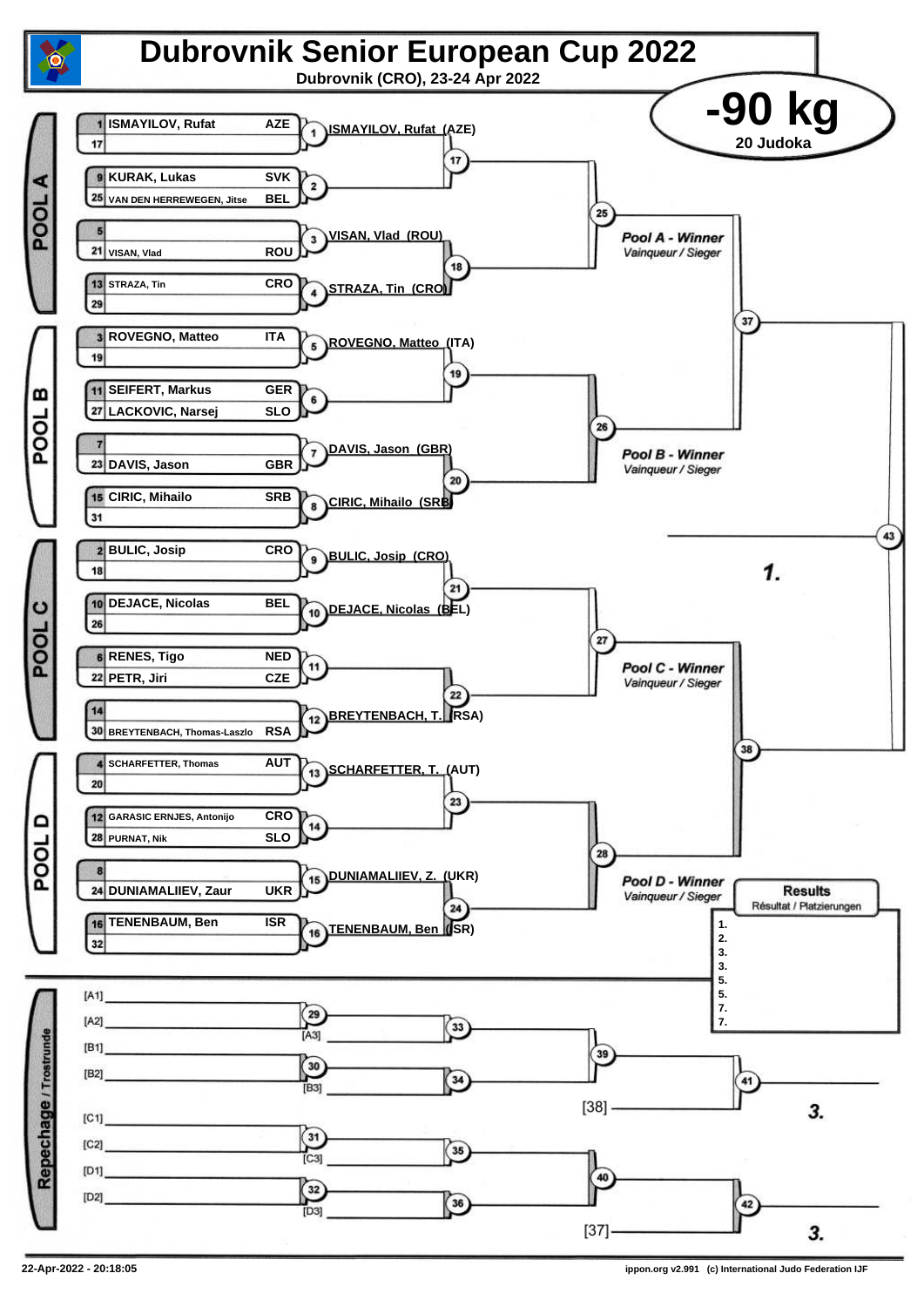# Dubrovnik Senior European Cup 2022

**Dubrovnik (CRO), 23-24 Apr 2022**

## -90 kg

**20 Judoka**

### POOL A

| Seed | Name | Country |
|---|---|---|
| 1 | ISMAYILOV, Rufat | AZE |
| 17 | | |
| 9 | KURAK, Lukas | SVK |
| 25 | VAN DEN HERREWEGEN, Jitse | BEL |
| 5 | | |
| 21 | VISAN, Vlad | ROU |
| 13 | STRAZA, Tin | CRO |
| 29 | | |

- 1: ISMAYILOV, Rufat (AZE)
- 2:
- 3: VISAN, Vlad (ROU)
- 4: STRAZA, Tin (CRO)
- 17
- 18
- 25

*Pool A - Winner* / Vainqueur / Sieger

### POOL B

| Seed | Name | Country |
|---|---|---|
| 3 | ROVEGNO, Matteo | ITA |
| 19 | | |
| 11 | SEIFERT, Markus | GER |
| 27 | LACKOVIC, Narsej | SLO |
| 7 | | |
| 23 | DAVIS, Jason | GBR |
| 15 | CIRIC, Mihailo | SRB |
| 31 | | |

- 5: ROVEGNO, Matteo (ITA)
- 6:
- 7: DAVIS, Jason (GBR)
- 8: CIRIC, Mihailo (SRB)
- 19
- 20
- 26

*Pool B - Winner* / Vainqueur / Sieger

- 37

### POOL C

| Seed | Name | Country |
|---|---|---|
| 2 | BULIC, Josip | CRO |
| 18 | | |
| 10 | DEJACE, Nicolas | BEL |
| 26 | | |
| 6 | RENES, Tigo | NED |
| 22 | PETR, Jiri | CZE |
| 14 | | |
| 30 | BREYTENBACH, Thomas-Laszlo | RSA |

- 9: BULIC, Josip (CRO)
- 10: DEJACE, Nicolas (BEL)
- 11:
- 12: BREYTENBACH, T. (RSA)
- 21
- 22
- 27

*Pool C - Winner* / Vainqueur / Sieger

### POOL D

| Seed | Name | Country |
|---|---|---|
| 4 | SCHARFETTER, Thomas | AUT |
| 20 | | |
| 12 | GARASIC ERNJES, Antonijo | CRO |
| 28 | PURNAT, Nik | SLO |
| 8 | | |
| 24 | DUNIAMALIIEV, Zaur | UKR |
| 16 | TENENBAUM, Ben | ISR |
| 32 | | |

- 13: SCHARFETTER, T. (AUT)
- 14:
- 15: DUNIAMALIIEV, Z. (UKR)
- 16: TENENBAUM, Ben (ISR)
- 23
- 24
- 28

*Pool D - Winner* / Vainqueur / Sieger

- 38
- 43

**1.**

### Results

Résultat / Platzierungen

1.
2.
3.
3.
5.
5.
7.
7.

### Repechage / Trostrunde

- [A1] / [A2] → 29 → [A3] → 33
- [B1] / [B2] → 30 → [B3] → 34
- 33 / 34 → 39
- 39 / [38] → 41 → **3.**
- [C1] / [C2] → 31 → [C3] → 35
- [D1] / [D2] → 32 → [D3] → 36
- 35 / 36 → 40
- 40 / [37] → 42 → **3.**

22-Apr-2022 - 20:18:05

ippon.org v2.991 (c) International Judo Federation IJF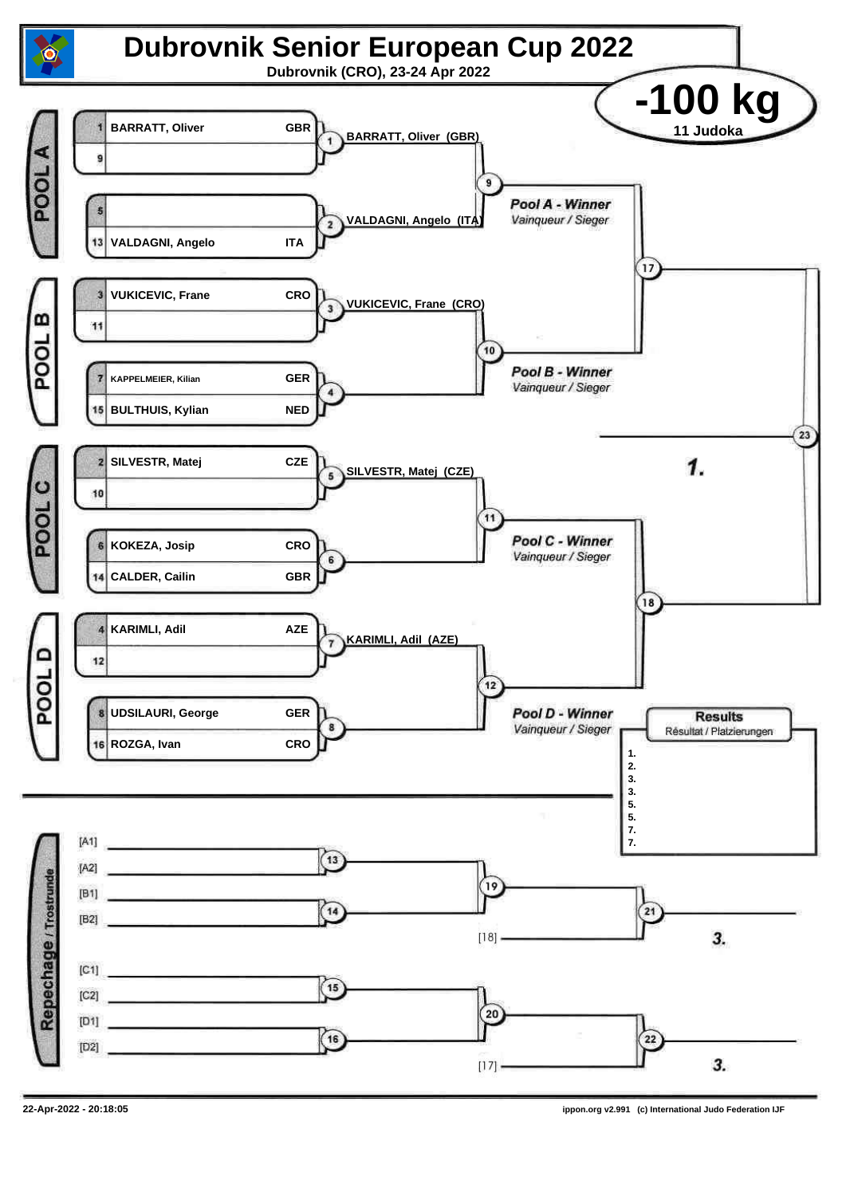# Dubrovnik Senior European Cup 2022

**Dubrovnik (CRO), 23-24 Apr 2022**

## -100 kg

**11 Judoka**

### POOL A

| No. | Name | Nation |
|---|---|---|
| 1 | BARRATT, Oliver | GBR |
| 9 | | |
| 5 | | |
| 13 | VALDAGNI, Angelo | ITA |

- Contest 1: BARRATT, Oliver (GBR)
- Contest 2: VALDAGNI, Angelo (ITA)
- Contest 9: *Pool A - Winner* / *Vainqueur / Sieger*

### POOL B

| No. | Name | Nation |
|---|---|---|
| 3 | VUKICEVIC, Frane | CRO |
| 11 | | |
| 7 | KAPPELMEIER, Kilian | GER |
| 15 | BULTHUIS, Kylian | NED |

- Contest 3: VUKICEVIC, Frane (CRO)
- Contest 4:
- Contest 10: *Pool B - Winner* / *Vainqueur / Sieger*

### POOL C

| No. | Name | Nation |
|---|---|---|
| 2 | SILVESTR, Matej | CZE |
| 10 | | |
| 6 | KOKEZA, Josip | CRO |
| 14 | CALDER, Cailin | GBR |

- Contest 5: SILVESTR, Matej (CZE)
- Contest 6:
- Contest 11: *Pool C - Winner* / *Vainqueur / Sieger*

### POOL D

| No. | Name | Nation |
|---|---|---|
| 4 | KARIMLI, Adil | AZE |
| 12 | | |
| 8 | UDSILAURI, George | GER |
| 16 | ROZGA, Ivan | CRO |

- Contest 7: KARIMLI, Adil (AZE)
- Contest 8:
- Contest 12: *Pool D - Winner* / *Vainqueur / Sieger*

### Semi-finals and Final

- Contest 17
- Contest 18
- Contest 23: 1.

### Results

Résultat / Platzierungen

1.
2.
3.
3.
5.
5.
7.
7.

### Repechage / Trostrunde

- Contest 13: [A1] vs [A2]
- Contest 14: [B1] vs [B2]
- Contest 19
- Contest 21: vs [18] — 3.
- Contest 15: [C1] vs [C2]
- Contest 16: [D1] vs [D2]
- Contest 20
- Contest 22: vs [17] — 3.

22-Apr-2022 - 20:18:05

ippon.org v2.991 (c) International Judo Federation IJF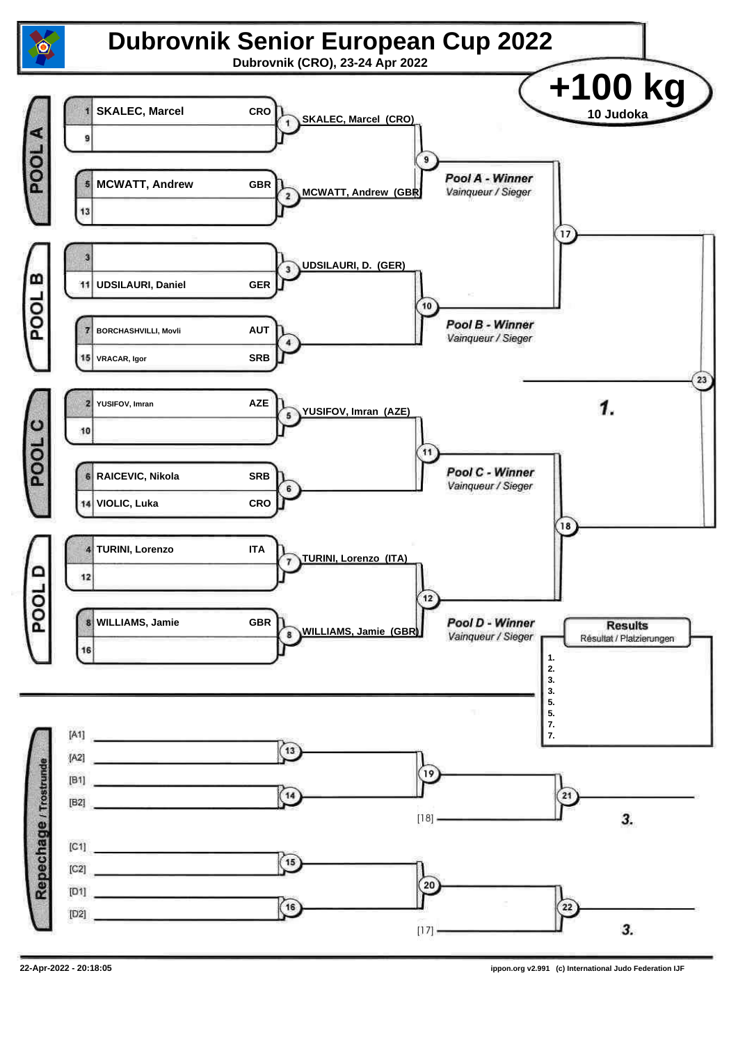# Dubrovnik Senior European Cup 2022

**Dubrovnik (CRO), 23-24 Apr 2022**

## +100 kg

**10 Judoka**

### POOL A

| Seed | Name | Country |
|---|---|---|
| 1 | SKALEC, Marcel | CRO |
| 9 | | |
| 5 | MCWATT, Andrew | GBR |
| 13 | | |

- 1: SKALEC, Marcel (CRO)
- 2: MCWATT, Andrew (GBR)
- 9: *Pool A - Winner* / *Vainqueur / Sieger*

### POOL B

| Seed | Name | Country |
|---|---|---|
| 3 | | |
| 11 | UDSILAURI, Daniel | GER |
| 7 | BORCHASHVILLI, Movli | AUT |
| 15 | VRACAR, Igor | SRB |

- 3: UDSILAURI, D. (GER)
- 4:
- 10: *Pool B - Winner* / *Vainqueur / Sieger*

### POOL C

| Seed | Name | Country |
|---|---|---|
| 2 | YUSIFOV, Imran | AZE |
| 10 | | |
| 6 | RAICEVIC, Nikola | SRB |
| 14 | VIOLIC, Luka | CRO |

- 5: YUSIFOV, Imran (AZE)
- 6:
- 11: *Pool C - Winner* / *Vainqueur / Sieger*

### POOL D

| Seed | Name | Country |
|---|---|---|
| 4 | TURINI, Lorenzo | ITA |
| 12 | | |
| 8 | WILLIAMS, Jamie | GBR |
| 16 | | |

- 7: TURINI, Lorenzo (ITA)
- 8: WILLIAMS, Jamie (GBR)
- 12: *Pool D - Winner* / *Vainqueur / Sieger*

### Final

- 17, 18
- 23: **1.**

### Results

Résultat / Platzierungen

1.
2.
3.
3.
5.
5.
7.
7.

### Repechage / Trostrunde

- [A1], [A2] → 13
- [B1], [B2] → 14
- 13, 14 → 19
- 19, [18] → 21: **3.**
- [C1], [C2] → 15
- [D1], [D2] → 16
- 15, 16 → 20
- 20, [17] → 22: **3.**

22-Apr-2022 - 20:18:05

ippon.org v2.991 (c) International Judo Federation IJF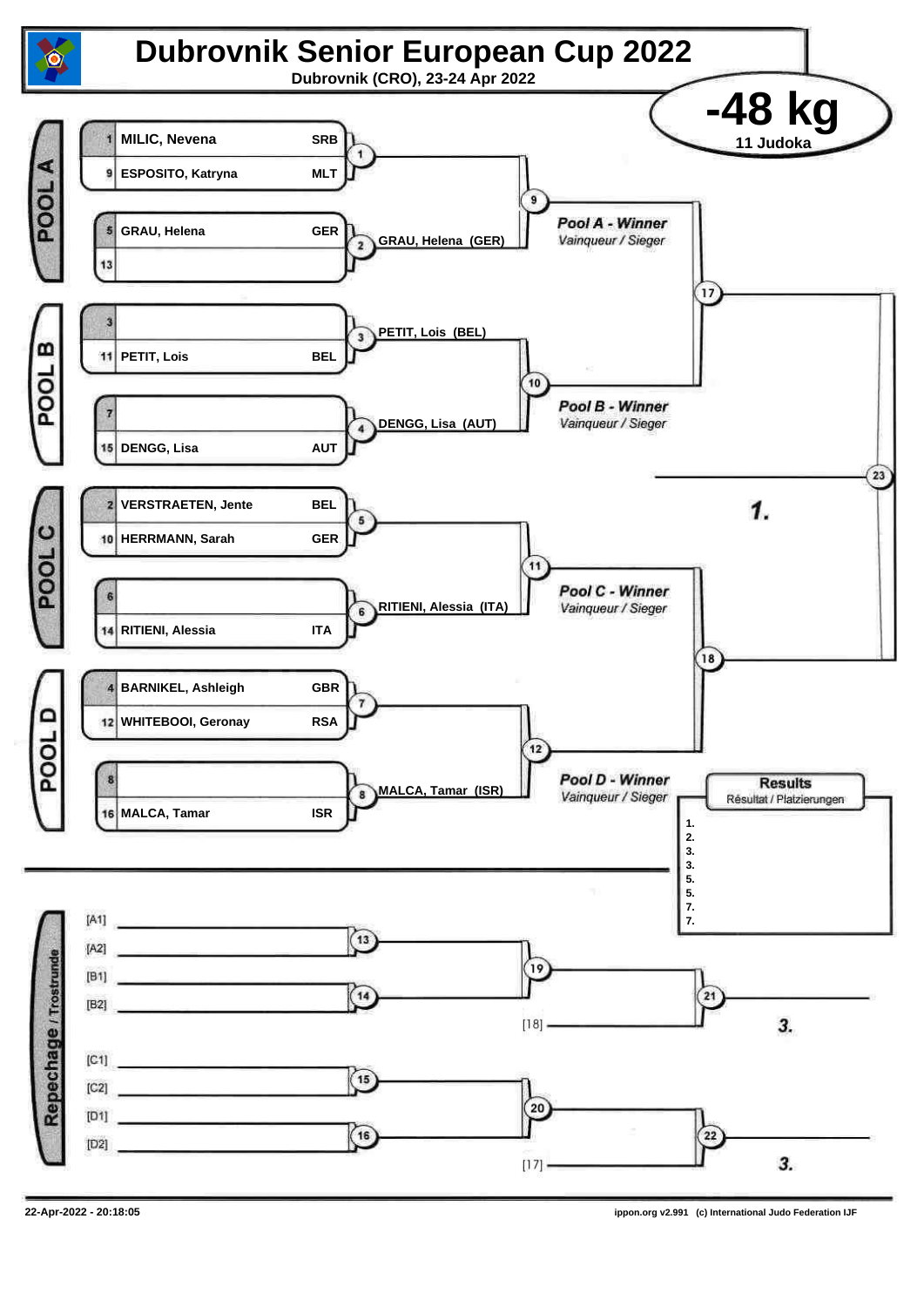# Dubrovnik Senior European Cup 2022

**Dubrovnik (CRO), 23-24 Apr 2022**

## -48 kg

**11 Judoka**

### POOL A

| No. | Name | Nation |
|---|---|---|
| 1 | MILIC, Nevena | SRB |
| 9 | ESPOSITO, Katryna | MLT |
| 5 | GRAU, Helena | GER |
| 13 | | |

- Match 2: GRAU, Helena (GER)
- Match 1
- Match 9
- *Pool A - Winner* / *Vainqueur / Sieger*

### POOL B

| No. | Name | Nation |
|---|---|---|
| 3 | | |
| 11 | PETIT, Lois | BEL |
| 7 | | |
| 15 | DENGG, Lisa | AUT |

- Match 3: PETIT, Lois (BEL)
- Match 4: DENGG, Lisa (AUT)
- Match 10
- *Pool B - Winner* / *Vainqueur / Sieger*

### POOL C

| No. | Name | Nation |
|---|---|---|
| 2 | VERSTRAETEN, Jente | BEL |
| 10 | HERRMANN, Sarah | GER |
| 6 | | |
| 14 | RITIENI, Alessia | ITA |

- Match 5
- Match 6: RITIENI, Alessia (ITA)
- Match 11
- *Pool C - Winner* / *Vainqueur / Sieger*

### POOL D

| No. | Name | Nation |
|---|---|---|
| 4 | BARNIKEL, Ashleigh | GBR |
| 12 | WHITEBOOI, Geronay | RSA |
| 8 | | |
| 16 | MALCA, Tamar | ISR |

- Match 7
- Match 8: MALCA, Tamar (ISR)
- Match 12
- *Pool D - Winner* / *Vainqueur / Sieger*

### Semi-finals and Final

- Match 17
- Match 18
- Match 23: **1.**

### Results

Résultat / Platzierungen

1.
2.
3.
3.
5.
5.
7.
7.

### Repechage / Trostrunde

- [A1] / [A2] – Match 13
- [B1] / [B2] – Match 14
- Match 19
- [18] – Match 21: **3.**
- [C1] / [C2] – Match 15
- [D1] / [D2] – Match 16
- Match 20
- [17] – Match 22: **3.**

22-Apr-2022 - 20:18:05

ippon.org v2.991 (c) International Judo Federation IJF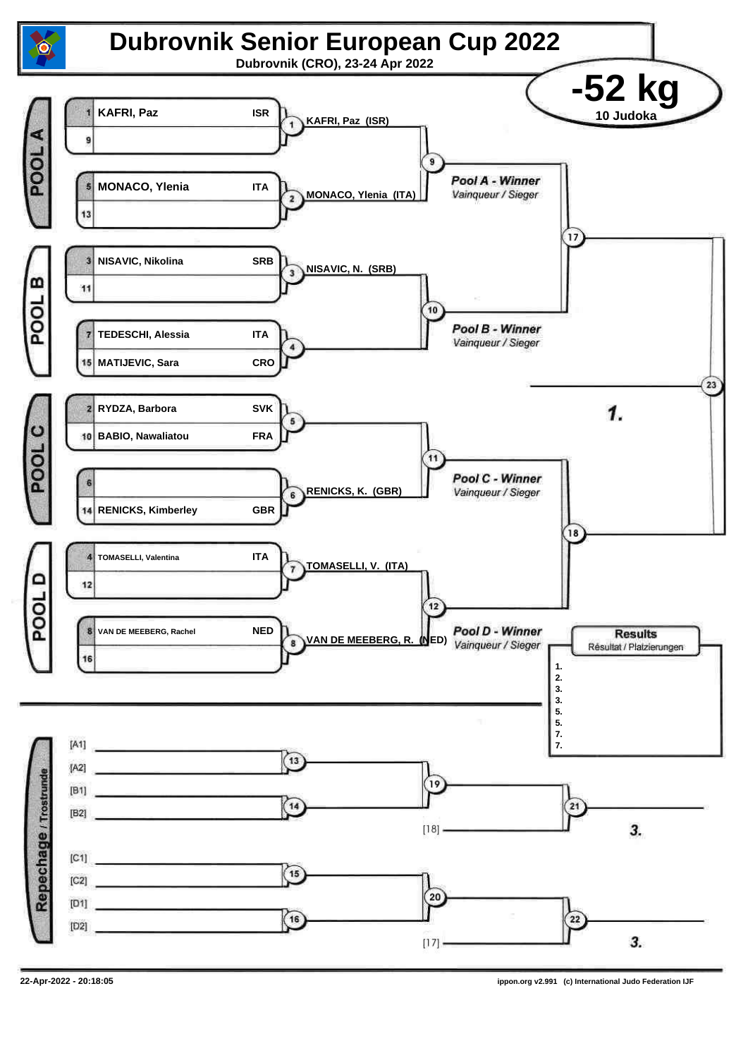# Dubrovnik Senior European Cup 2022

Dubrovnik (CRO), 23-24 Apr 2022

## -52 kg

10 Judoka

### POOL A

| # | Name | Nation |
|---|---|---|
| 1 | KAFRI, Paz | ISR |
| 9 | | |
| 5 | MONACO, Ylenia | ITA |
| 13 | | |

- 1: KAFRI, Paz (ISR)
- 2: MONACO, Ylenia (ITA)
- 9: *Pool A - Winner* / *Vainqueur / Sieger*

### POOL B

| # | Name | Nation |
|---|---|---|
| 3 | NISAVIC, Nikolina | SRB |
| 11 | | |
| 7 | TEDESCHI, Alessia | ITA |
| 15 | MATIJEVIC, Sara | CRO |

- 3: NISAVIC, N. (SRB)
- 4:
- 10: *Pool B - Winner* / *Vainqueur / Sieger*

### POOL C

| # | Name | Nation |
|---|---|---|
| 2 | RYDZA, Barbora | SVK |
| 10 | BABIO, Nawaliatou | FRA |
| 6 | | |
| 14 | RENICKS, Kimberley | GBR |

- 5:
- 6: RENICKS, K. (GBR)
- 11: *Pool C - Winner* / *Vainqueur / Sieger*

### POOL D

| # | Name | Nation |
|---|---|---|
| 4 | TOMASELLI, Valentina | ITA |
| 12 | | |
| 8 | VAN DE MEEBERG, Rachel | NED |
| 16 | | |

- 7: TOMASELLI, V. (ITA)
- 8: VAN DE MEEBERG, R. (NED)
- 12: *Pool D - Winner* / *Vainqueur / Sieger*

### Final

- 17
- 18
- 23: 1.

### Repechage / Trostrunde

- 13: [A1] – [A2]
- 14: [B1] – [B2]
- 19
- 21: [18] – 3.
- 15: [C1] – [C2]
- 16: [D1] – [D2]
- 20
- 22: [17] – 3.

### Results

Résultat / Platzierungen

1.
2.
3.
3.
5.
5.
7.
7.

22-Apr-2022 - 20:18:05

ippon.org v2.991 (c) International Judo Federation IJF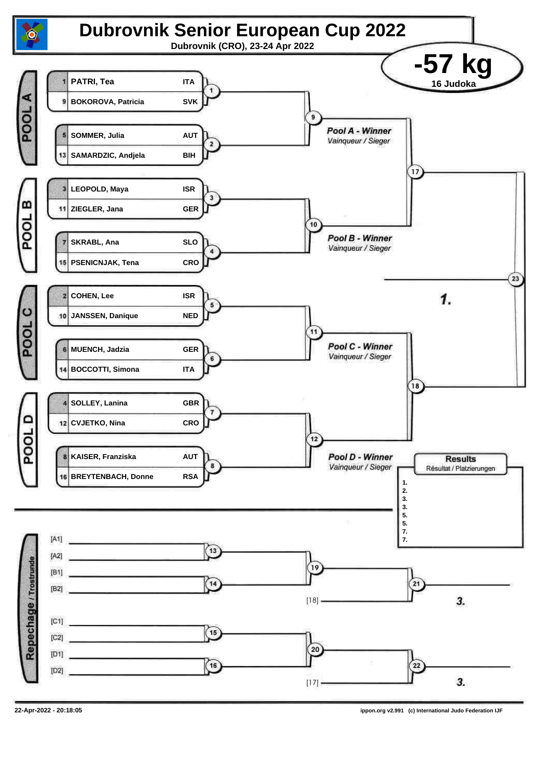# Dubrovnik Senior European Cup 2022

**Dubrovnik (CRO), 23-24 Apr 2022**

## -57 kg

**16 Judoka**

### POOL A

| Seed | Name | Country |
|---|---|---|
| 1 | PATRI, Tea | ITA |
| 9 | BOKOROVA, Patricia | SVK |
| 5 | SOMMER, Julia | AUT |
| 13 | SAMARDZIC, Andjela | BIH |

Matches: 1, 2, 9 → *Pool A - Winner* / Vainqueur / Sieger

### POOL B

| Seed | Name | Country |
|---|---|---|
| 3 | LEOPOLD, Maya | ISR |
| 11 | ZIEGLER, Jana | GER |
| 7 | SKRABL, Ana | SLO |
| 15 | PSENICNJAK, Tena | CRO |

Matches: 3, 4, 10 → *Pool B - Winner* / Vainqueur / Sieger

### POOL C

| Seed | Name | Country |
|---|---|---|
| 2 | COHEN, Lee | ISR |
| 10 | JANSSEN, Danique | NED |
| 6 | MUENCH, Jadzia | GER |
| 14 | BOCCOTTI, Simona | ITA |

Matches: 5, 6, 11 → *Pool C - Winner* / Vainqueur / Sieger

### POOL D

| Seed | Name | Country |
|---|---|---|
| 4 | SOLLEY, Lanina | GBR |
| 12 | CVJETKO, Nina | CRO |
| 8 | KAISER, Franziska | AUT |
| 16 | BREYTENBACH, Donne | RSA |

Matches: 7, 8, 12 → *Pool D - Winner* / Vainqueur / Sieger

Semi-finals: 17, 18 → Final: 23 → **1.**

### Results
Résultat / Platzierungen

1.
2.
3.
3.
5.
5.
7.
7.

### Repechage / Trostrunde

- [A1] vs [A2] → 13
- [B1] vs [B2] → 14
- 13 vs 14 → 19
- 19 vs [18] → 21 → **3.**
- [C1] vs [C2] → 15
- [D1] vs [D2] → 16
- 15 vs 16 → 20
- 20 vs [17] → 22 → **3.**

22-Apr-2022 - 20:18:05

ippon.org v2.991 (c) International Judo Federation IJF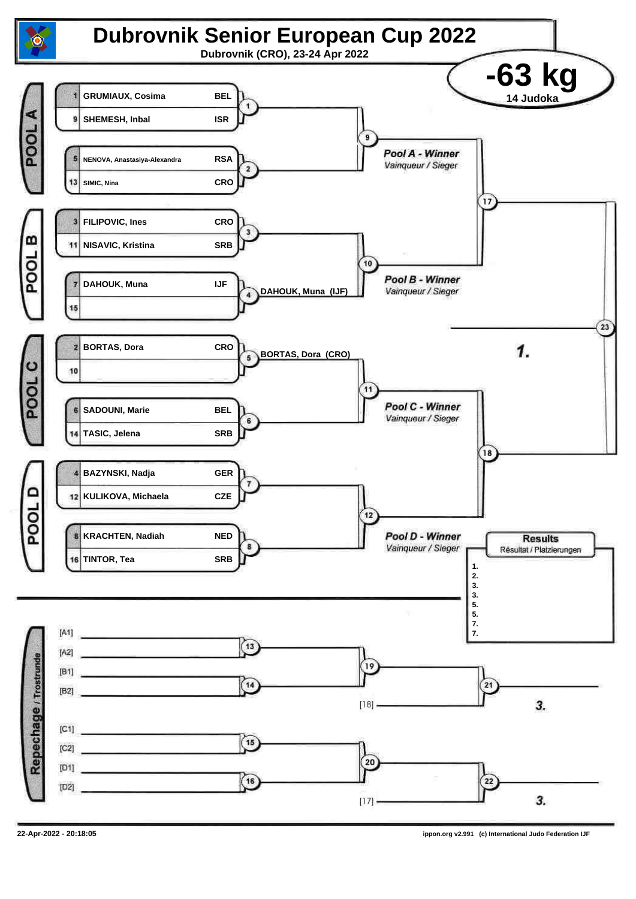# Dubrovnik Senior European Cup 2022

**Dubrovnik (CRO), 23-24 Apr 2022**

## -63 kg

**14 Judoka**

### POOL A

| Seed | Name | Country |
|---|---|---|
| 1 | GRUMIAUX, Cosima | BEL |
| 9 | SHEMESH, Inbal | ISR |
| 5 | NENOVA, Anastasiya-Alexandra | RSA |
| 13 | SIMIC, Nina | CRO |

Contests: 1, 2, 9

*Pool A - Winner*
*Vainqueur / Sieger*

### POOL B

| Seed | Name | Country |
|---|---|---|
| 3 | FILIPOVIC, Ines | CRO |
| 11 | NISAVIC, Kristina | SRB |
| 7 | DAHOUK, Muna | IJF |
| 15 | | |

Contests: 3, 4, 10

Contest 4: **DAHOUK, Muna (IJF)**

*Pool B - Winner*
*Vainqueur / Sieger*

### POOL C

| Seed | Name | Country |
|---|---|---|
| 2 | BORTAS, Dora | CRO |
| 10 | | |
| 6 | SADOUNI, Marie | BEL |
| 14 | TASIC, Jelena | SRB |

Contests: 5, 6, 11

Contest 5: **BORTAS, Dora (CRO)**

*Pool C - Winner*
*Vainqueur / Sieger*

### POOL D

| Seed | Name | Country |
|---|---|---|
| 4 | BAZYNSKI, Nadja | GER |
| 12 | KULIKOVA, Michaela | CZE |
| 8 | KRACHTEN, Nadiah | NED |
| 16 | TINTOR, Tea | SRB |

Contests: 7, 8, 12

*Pool D - Winner*
*Vainqueur / Sieger*

Semi-finals: 17, 18

Final: 23 — **1.**

### Results
Résultat / Platzierungen

1.
2.
3.
3.
5.
5.
7.
7.

### Repechage / Trostrunde

- [A1] / [A2] → 13
- [B1] / [B2] → 14
- 13 / 14 → 19
- 19 / [18] → 21 — **3.**
- [C1] / [C2] → 15
- [D1] / [D2] → 16
- 15 / 16 → 20
- 20 / [17] → 22 — **3.**

22-Apr-2022 - 20:18:05

ippon.org v2.991 (c) International Judo Federation IJF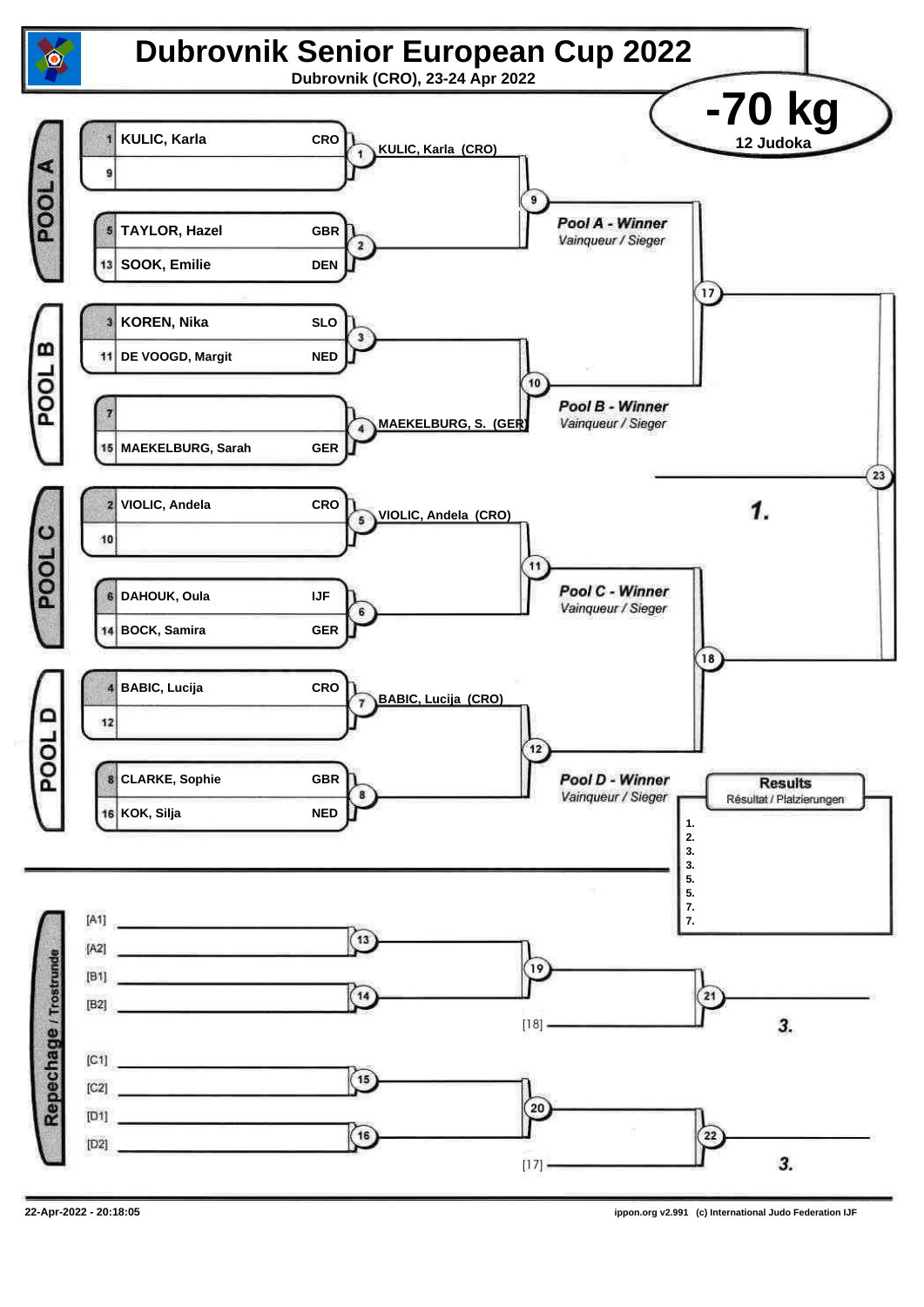# Dubrovnik Senior European Cup 2022

**Dubrovnik (CRO), 23-24 Apr 2022**

## -70 kg

**12 Judoka**

### POOL A

| Seed | Name | Country |
|---|---|---|
| 1 | KULIC, Karla | CRO |
| 9 | | |
| 5 | TAYLOR, Hazel | GBR |
| 13 | SOOK, Emilie | DEN |

- Match 1: KULIC, Karla (CRO)
- Match 2:
- Match 9: *Pool A - Winner* / *Vainqueur / Sieger*

### POOL B

| Seed | Name | Country |
|---|---|---|
| 3 | KOREN, Nika | SLO |
| 11 | DE VOOGD, Margit | NED |
| 7 | | |
| 15 | MAEKELBURG, Sarah | GER |

- Match 3:
- Match 4: MAEKELBURG, S. (GER)
- Match 10: *Pool B - Winner* / *Vainqueur / Sieger*

### POOL C

| Seed | Name | Country |
|---|---|---|
| 2 | VIOLIC, Andela | CRO |
| 10 | | |
| 6 | DAHOUK, Oula | IJF |
| 14 | BOCK, Samira | GER |

- Match 5: VIOLIC, Andela (CRO)
- Match 6:
- Match 11: *Pool C - Winner* / *Vainqueur / Sieger*

### POOL D

| Seed | Name | Country |
|---|---|---|
| 4 | BABIC, Lucija | CRO |
| 12 | | |
| 8 | CLARKE, Sophie | GBR |
| 16 | KOK, Silja | NED |

- Match 7: BABIC, Lucija (CRO)
- Match 8:
- Match 12: *Pool D - Winner* / *Vainqueur / Sieger*

### Final block

- Match 17: Pool A Winner vs Pool B Winner
- Match 18: Pool C Winner vs Pool D Winner
- Match 23: Final — **1.**

### Results

Résultat / Platzierungen

1.
2.
3.
3.
5.
5.
7.
7.

### Repechage / Trostrunde

- Match 13: [A1] vs [A2]
- Match 14: [B1] vs [B2]
- Match 19: winner 13 vs winner 14
- Match 21: winner 19 vs [18] — **3.**
- Match 15: [C1] vs [C2]
- Match 16: [D1] vs [D2]
- Match 20: winner 15 vs winner 16
- Match 22: winner 20 vs [17] — **3.**

22-Apr-2022 - 20:18:05

ippon.org v2.991 (c) International Judo Federation IJF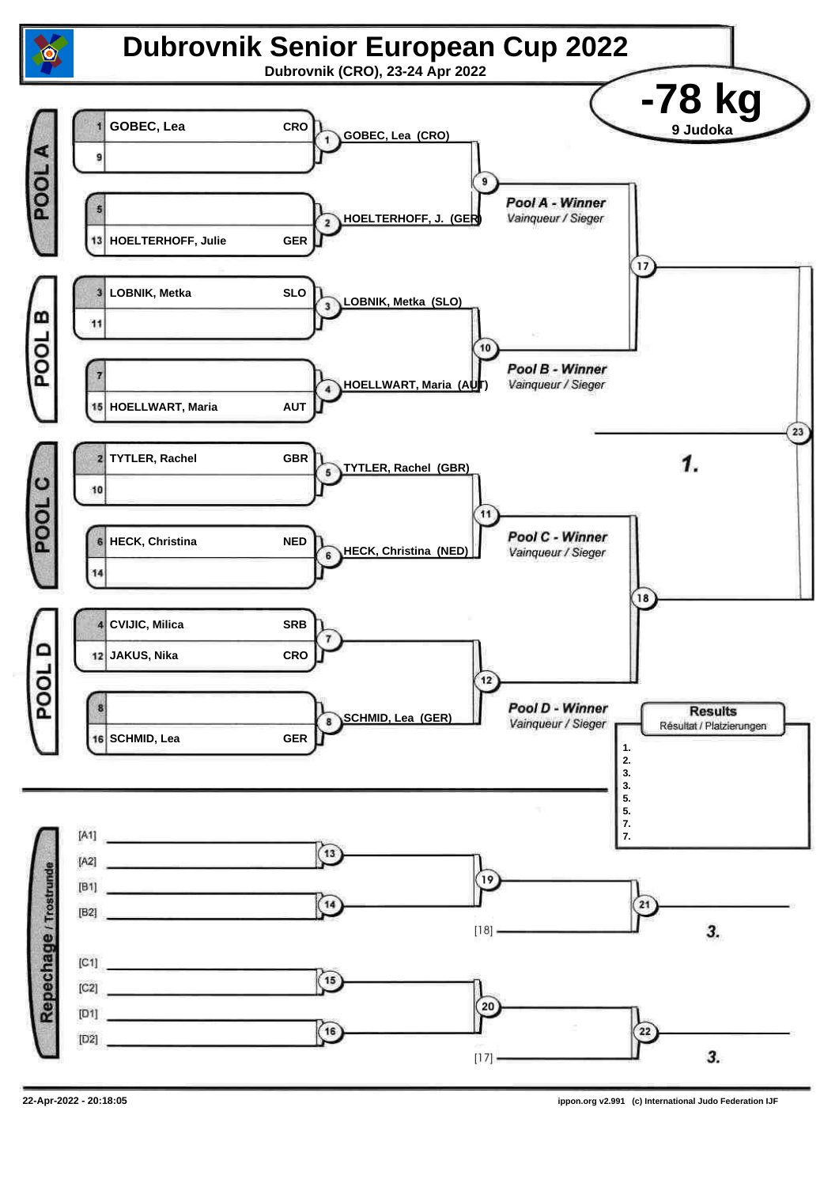# Dubrovnik Senior European Cup 2022

**Dubrovnik (CRO), 23-24 Apr 2022**

## -78 kg

**9 Judoka**

### POOL A

| Seed | Name | Country |
|---|---|---|
| 1 | GOBEC, Lea | CRO |
| 9 | | |
| 5 | | |
| 13 | HOELTERHOFF, Julie | GER |

- Match 1: GOBEC, Lea (CRO)
- Match 2: HOELTERHOFF, J. (GER)
- Match 9: Pool A - Winner / *Vainqueur / Sieger*

### POOL B

| Seed | Name | Country |
|---|---|---|
| 3 | LOBNIK, Metka | SLO |
| 11 | | |
| 7 | | |
| 15 | HOELLWART, Maria | AUT |

- Match 3: LOBNIK, Metka (SLO)
- Match 4: HOELLWART, Maria (AUT)
- Match 10: Pool B - Winner / *Vainqueur / Sieger*

### POOL C

| Seed | Name | Country |
|---|---|---|
| 2 | TYTLER, Rachel | GBR |
| 10 | | |
| 6 | HECK, Christina | NED |
| 14 | | |

- Match 5: TYTLER, Rachel (GBR)
- Match 6: HECK, Christina (NED)
- Match 11: Pool C - Winner / *Vainqueur / Sieger*

### POOL D

| Seed | Name | Country |
|---|---|---|
| 4 | CVIJIC, Milica | SRB |
| 12 | JAKUS, Nika | CRO |
| 8 | | |
| 16 | SCHMID, Lea | GER |

- Match 7:
- Match 8: SCHMID, Lea (GER)
- Match 12: Pool D - Winner / *Vainqueur / Sieger*

### Final

- Match 17: Pool A Winner vs Pool B Winner
- Match 18: Pool C Winner vs Pool D Winner
- Match 23: **1.**

### Results / Résultat / Platzierungen

1.
2.
3.
3.
5.
5.
7.
7.

### Repechage / Trostrunde

- Match 13: [A1] vs [A2]
- Match 14: [B1] vs [B2]
- Match 19: Winner 13 vs Winner 14
- Match 21: Winner 19 vs [18] — **3.**
- Match 15: [C1] vs [C2]
- Match 16: [D1] vs [D2]
- Match 20: Winner 15 vs Winner 16
- Match 22: Winner 20 vs [17] — **3.**

22-Apr-2022 - 20:18:05 ippon.org v2.991 (c) International Judo Federation IJF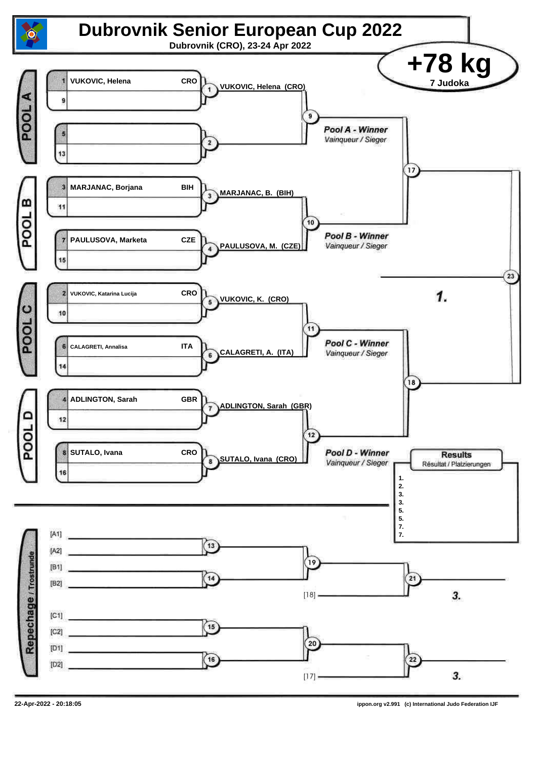# Dubrovnik Senior European Cup 2022

Dubrovnik (CRO), 23-24 Apr 2022

## +78 kg

7 Judoka

### POOL A

1 VUKOVIC, Helena CRO
9
5
13

1 VUKOVIC, Helena (CRO)
2

9

*Pool A - Winner*
*Vainqueur / Sieger*

### POOL B

3 MARJANAC, Borjana BIH
11
7 PAULUSOVA, Marketa CZE
15

3 MARJANAC, B. (BIH)
4 PAULUSOVA, M. (CZE)

10

*Pool B - Winner*
*Vainqueur / Sieger*

17

23

1.

### POOL C

2 VUKOVIC, Katarina Lucija CRO
10
6 CALAGRETI, Annalisa ITA
14

5 VUKOVIC, K. (CRO)
6 CALAGRETI, A. (ITA)

11

*Pool C - Winner*
*Vainqueur / Sieger*

18

### POOL D

4 ADLINGTON, Sarah GBR
12
8 SUTALO, Ivana CRO
16

7 ADLINGTON, Sarah (GBR)
8 SUTALO, Ivana (CRO)

12

*Pool D - Winner*
*Vainqueur / Sieger*

**Results**
Résultat / Platzierungen

1.
2.
3.
3.
5.
5.
7.
7.

### Repechage / Trostrunde

[A1]
[A2] 13
[B1]
[B2] 14
19
[18]
21
3.

[C1]
[C2] 15
[D1]
[D2] 16
20
[17]
22
3.

22-Apr-2022 - 20:18:05

ippon.org v2.991 (c) International Judo Federation IJF